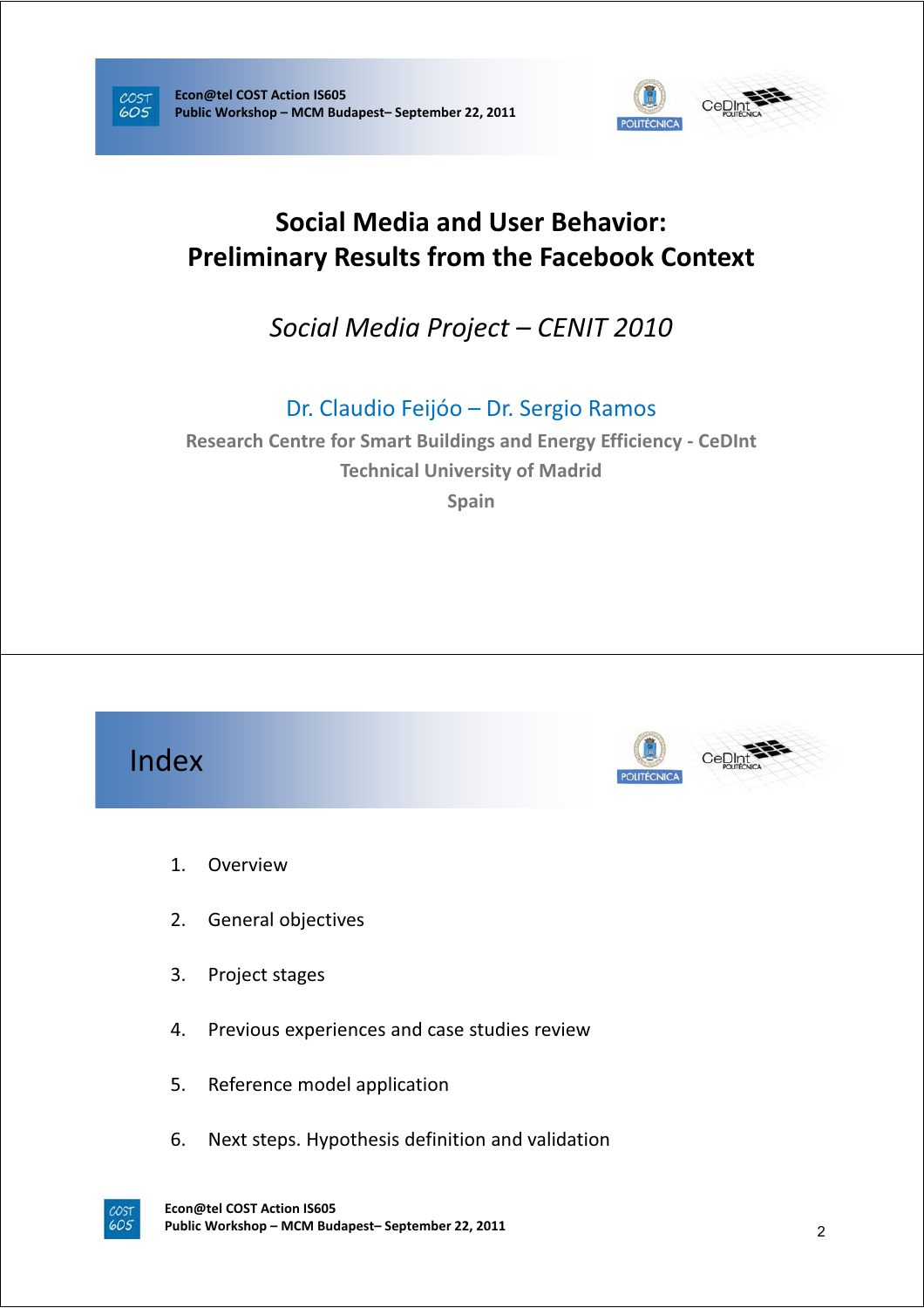# Social Media and User Behavior: Preliminary Results from the Facebook Context

*Social Media Project – CENIT 2010*

Dr. Claudio Feijóo – Dr. Sergio Ramos

**Research Centre for Smart Buildings and Energy Efficiency - CeDInt**

**Technical University of Madrid**

**Spain**

## Index

1. Overview
2. General objectives
3. Project stages
4. Previous experiences and case studies review
5. Reference model application
6. Next steps. Hypothesis definition and validation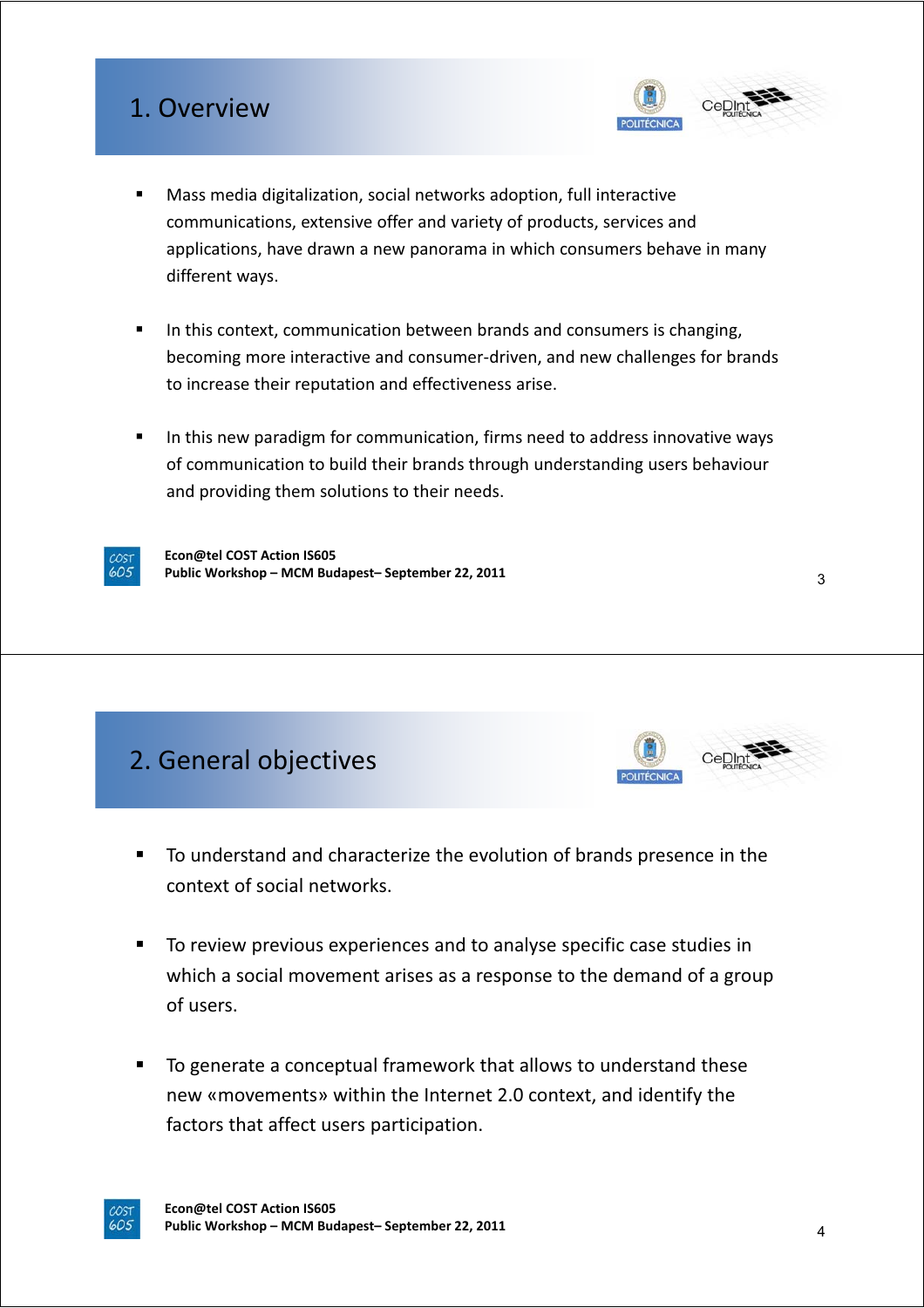## 1. Overview

- Mass media digitalization, social networks adoption, full interactive communications, extensive offer and variety of products, services and applications, have drawn a new panorama in which consumers behave in many different ways.

- In this context, communication between brands and consumers is changing, becoming more interactive and consumer-driven, and new challenges for brands to increase their reputation and effectiveness arise.

- In this new paradigm for communication, firms need to address innovative ways of communication to build their brands through understanding users behaviour and providing them solutions to their needs.

## 2. General objectives

- To understand and characterize the evolution of brands presence in the context of social networks.

- To review previous experiences and to analyse specific case studies in which a social movement arises as a response to the demand of a group of users.

- To generate a conceptual framework that allows to understand these new «movements» within the Internet 2.0 context, and identify the factors that affect users participation.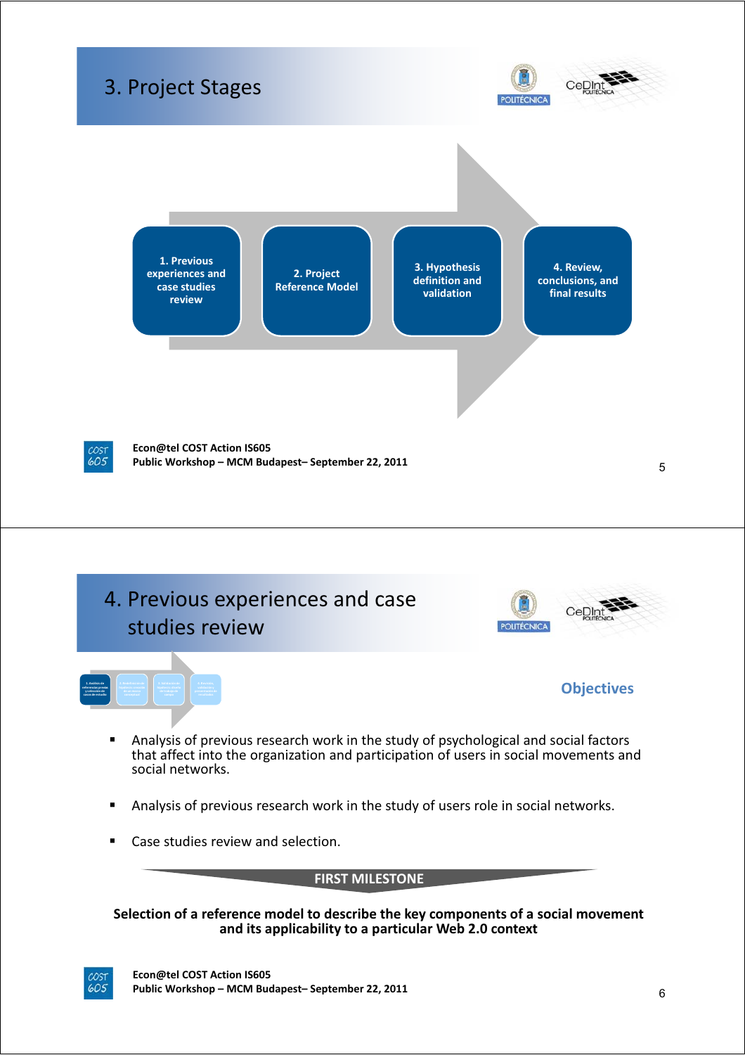# 3. Project Stages

1. Previous experiences and case studies review
2. Project Reference Model
3. Hypothesis definition and validation
4. Review, conclusions, and final results

Econ@tel COST Action IS605
Public Workshop – MCM Budapest– September 22, 2011

# 4. Previous experiences and case studies review

## Objectives

- Analysis of previous research work in the study of psychological and social factors that affect into the organization and participation of users in social movements and social networks.
- Analysis of previous research work in the study of users role in social networks.
- Case studies review and selection.

**FIRST MILESTONE**

**Selection of a reference model to describe the key components of a social movement and its applicability to a particular Web 2.0 context**

Econ@tel COST Action IS605
Public Workshop – MCM Budapest– September 22, 2011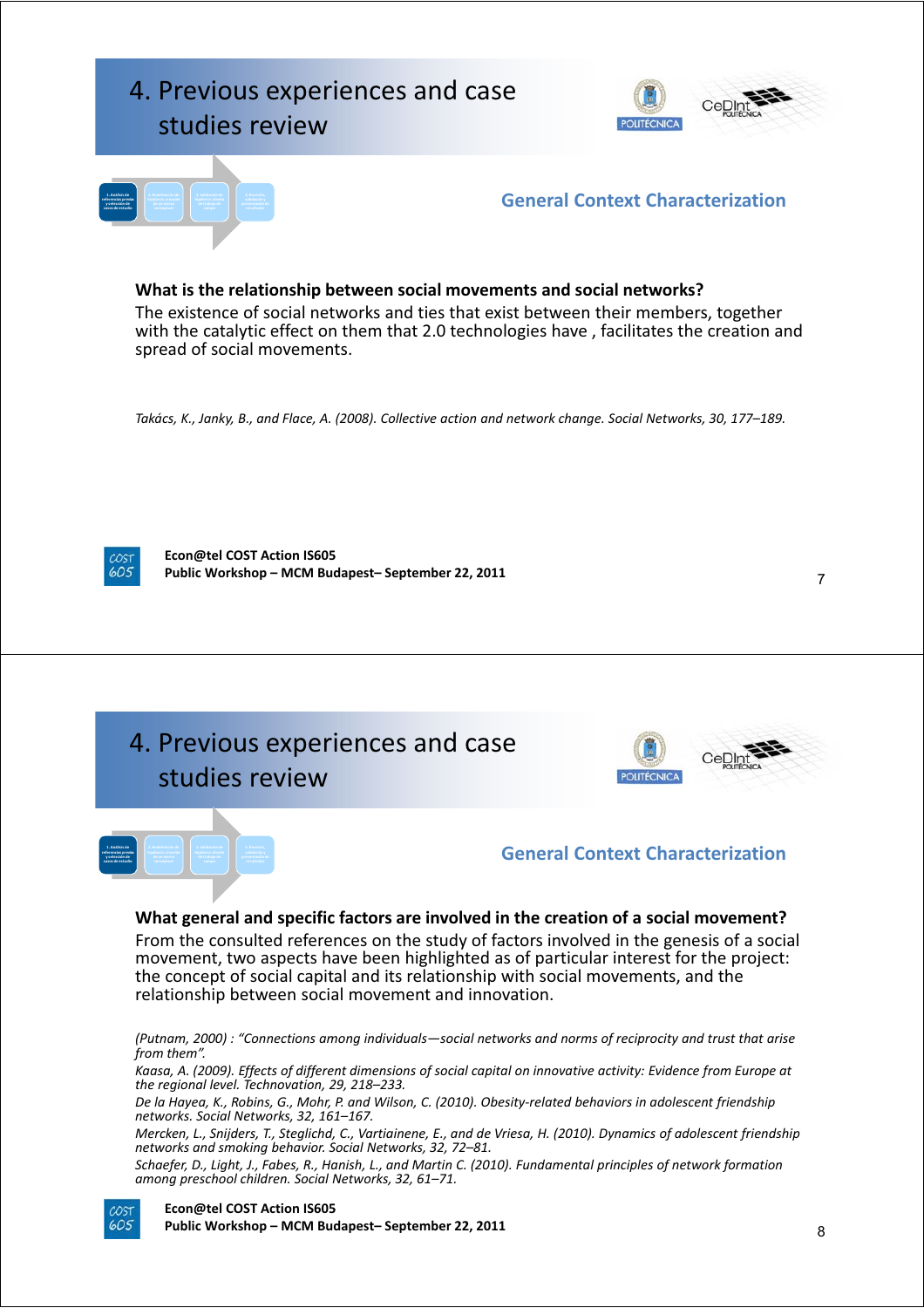# 4. Previous experiences and case studies review

## General Context Characterization

**What is the relationship between social movements and social networks?**

The existence of social networks and ties that exist between their members, together with the catalytic effect on them that 2.0 technologies have , facilitates the creation and spread of social movements.

*Takács, K., Janky, B., and Flace, A. (2008). Collective action and network change. Social Networks, 30, 177–189.*

Econ@tel COST Action IS605
Public Workshop – MCM Budapest– September 22, 2011

# 4. Previous experiences and case studies review

## General Context Characterization

**What general and specific factors are involved in the creation of a social movement?**

From the consulted references on the study of factors involved in the genesis of a social movement, two aspects have been highlighted as of particular interest for the project: the concept of social capital and its relationship with social movements, and the relationship between social movement and innovation.

*(Putnam, 2000) : "Connections among individuals—social networks and norms of reciprocity and trust that arise from them".*

*Kaasa, A. (2009). Effects of different dimensions of social capital on innovative activity: Evidence from Europe at the regional level. Technovation, 29, 218–233.*

*De la Hayea, K., Robins, G., Mohr, P. and Wilson, C. (2010). Obesity-related behaviors in adolescent friendship networks. Social Networks, 32, 161–167.*

*Mercken, L., Snijders, T., Steglichd, C., Vartiainene, E., and de Vriesa, H. (2010). Dynamics of adolescent friendship networks and smoking behavior. Social Networks, 32, 72–81.*

*Schaefer, D., Light, J., Fabes, R., Hanish, L., and Martin C. (2010). Fundamental principles of network formation among preschool children. Social Networks, 32, 61–71.*

Econ@tel COST Action IS605
Public Workshop – MCM Budapest– September 22, 2011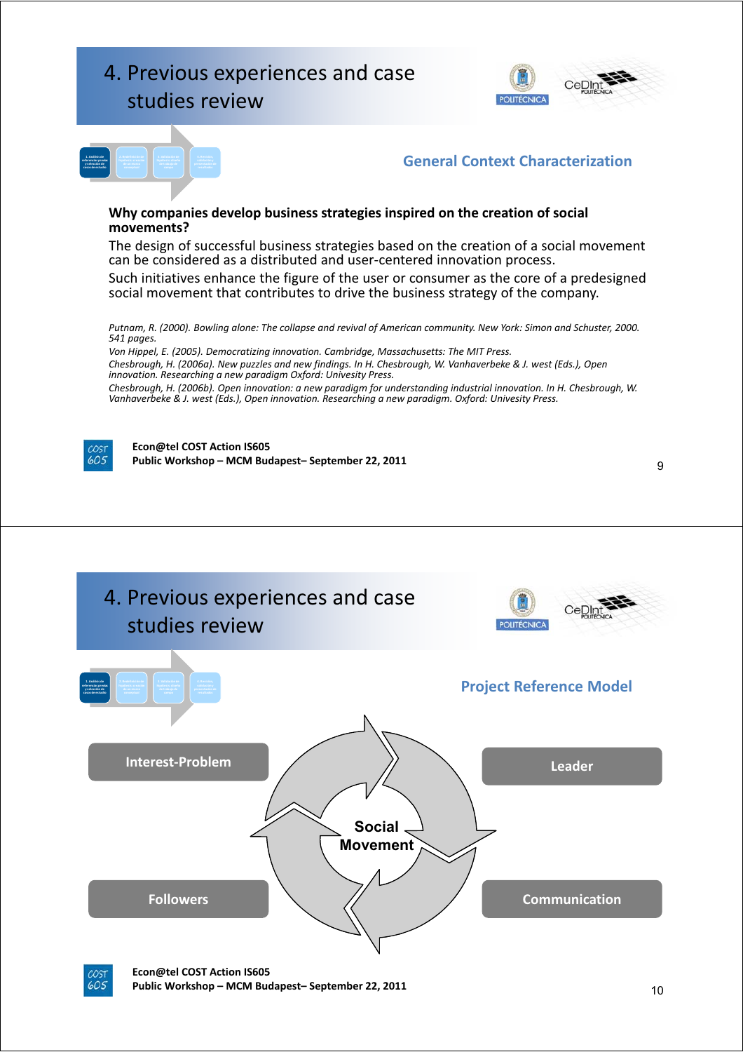# 4. Previous experiences and case studies review

## General Context Characterization

**Why companies develop business strategies inspired on the creation of social movements?**

The design of successful business strategies based on the creation of a social movement can be considered as a distributed and user-centered innovation process.

Such initiatives enhance the figure of the user or consumer as the core of a predesigned social movement that contributes to drive the business strategy of the company.

*Putnam, R. (2000). Bowling alone: The collapse and revival of American community. New York: Simon and Schuster, 2000. 541 pages.*

*Von Hippel, E. (2005). Democratizing innovation. Cambridge, Massachusetts: The MIT Press.*

*Chesbrough, H. (2006a). New puzzles and new findings. In H. Chesbrough, W. Vanhaverbeke & J. west (Eds.), Open innovation. Researching a new paradigm Oxford: Univesity Press.*

*Chesbrough, H. (2006b). Open innovation: a new paradigm for understanding industrial innovation. In H. Chesbrough, W. Vanhaverbeke & J. west (Eds.), Open innovation. Researching a new paradigm. Oxford: Univesity Press.*

# 4. Previous experiences and case studies review

## Project Reference Model

- Interest-Problem
- Leader
- Social Movement
- Followers
- Communication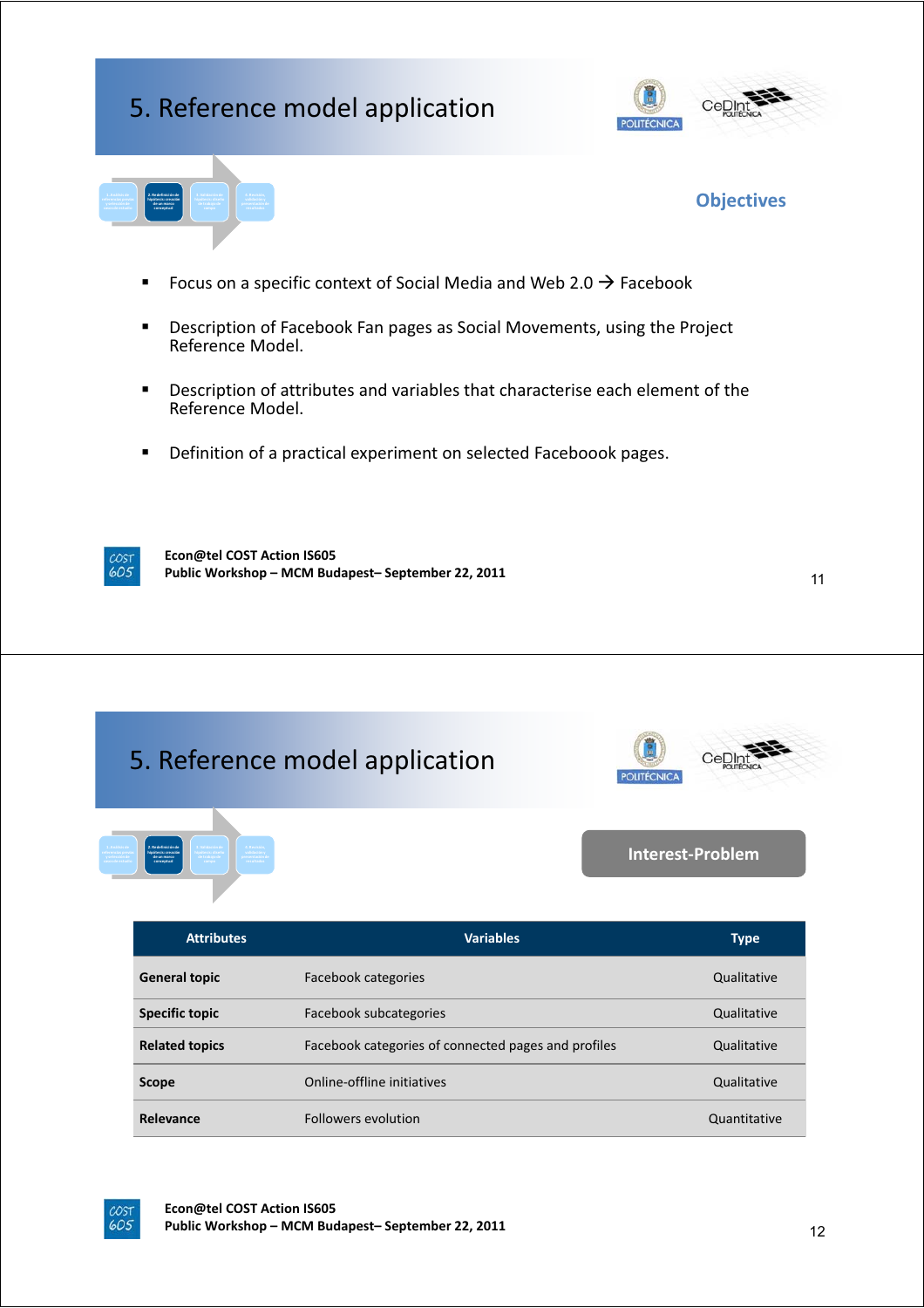# 5. Reference model application

## Objectives

- Focus on a specific context of Social Media and Web 2.0 → Facebook
- Description of Facebook Fan pages as Social Movements, using the Project Reference Model.
- Description of attributes and variables that characterise each element of the Reference Model.
- Definition of a practical experiment on selected Faceboook pages.

**Econ@tel COST Action IS605**
**Public Workshop – MCM Budapest– September 22, 2011**

# 5. Reference model application

## Interest-Problem

| Attributes | Variables | Type |
|---|---|---|
| **General topic** | Facebook categories | Qualitative |
| **Specific topic** | Facebook subcategories | Qualitative |
| **Related topics** | Facebook categories of connected pages and profiles | Qualitative |
| **Scope** | Online-offline initiatives | Qualitative |
| **Relevance** | Followers evolution | Quantitative |

**Econ@tel COST Action IS605**
**Public Workshop – MCM Budapest– September 22, 2011**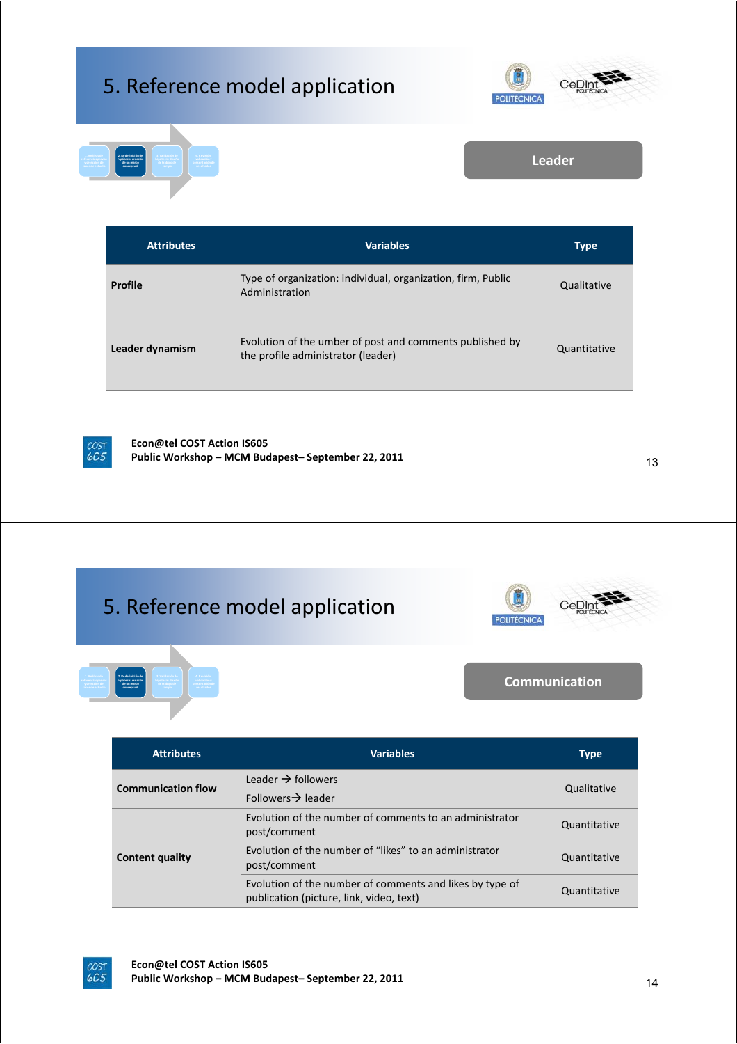# 5. Reference model application

## Leader

| Attributes | Variables | Type |
|---|---|---|
| **Profile** | Type of organization: individual, organization, firm, Public Administration | Qualitative |
| **Leader dynamism** | Evolution of the umber of post and comments published by the profile administrator (leader) | Quantitative |

**Econ@tel COST Action IS605**
**Public Workshop – MCM Budapest– September 22, 2011**

# 5. Reference model application

## Communication

| Attributes | Variables | Type |
|---|---|---|
| **Communication flow** | Leader → followers<br>Followers→ leader | Qualitative |
| **Content quality** | Evolution of the number of comments to an administrator post/comment | Quantitative |
| | Evolution of the number of "likes" to an administrator post/comment | Quantitative |
| | Evolution of the number of comments and likes by type of publication (picture, link, video, text) | Quantitative |

**Econ@tel COST Action IS605**
**Public Workshop – MCM Budapest– September 22, 2011**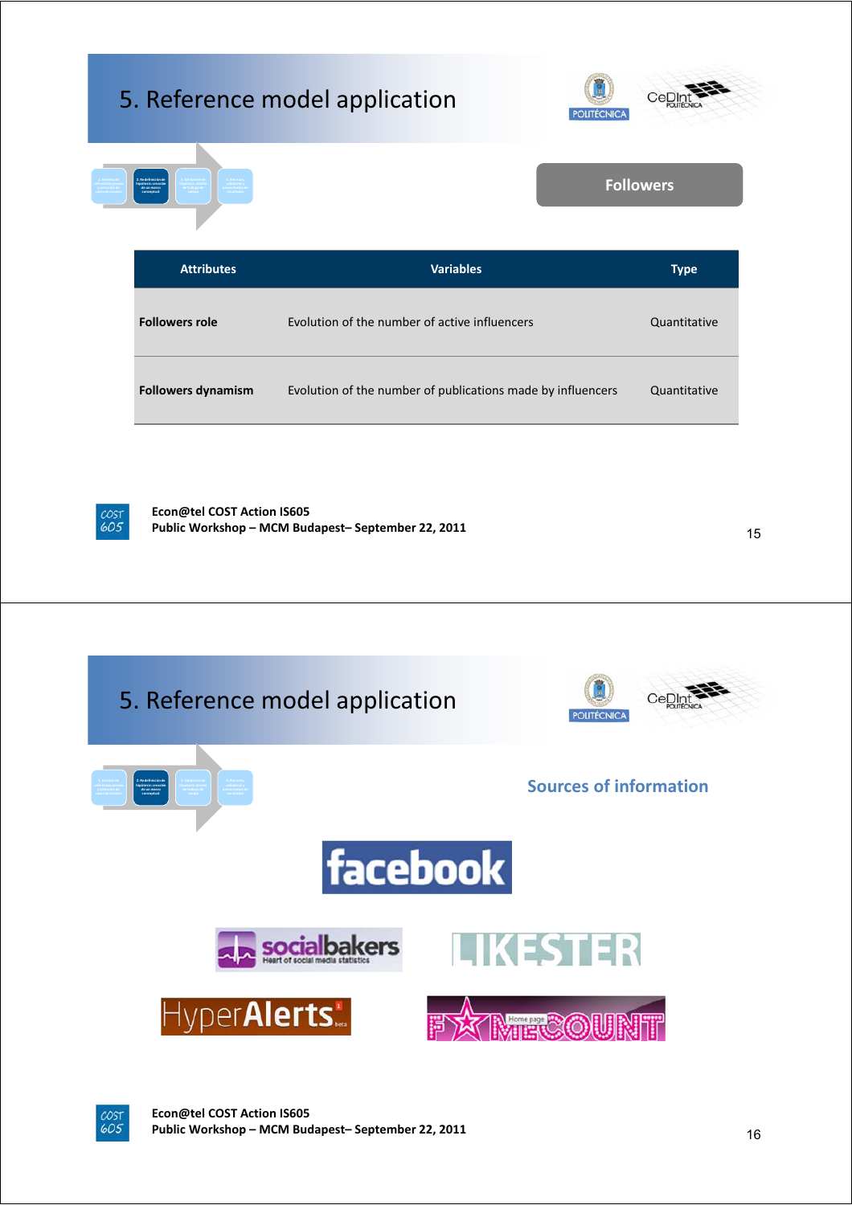# 5. Reference model application

## Followers

| Attributes | Variables | Type |
| --- | --- | --- |
| **Followers role** | Evolution of the number of active influencers | Quantitative |
| **Followers dynamism** | Evolution of the number of publications made by influencers | Quantitative |

**Econ@tel COST Action IS605**
**Public Workshop – MCM Budapest– September 22, 2011**

# 5. Reference model application

## Sources of information

facebook

socialbakers – Heart of social media statistics

LIKESTER

HyperAlerts beta

FAMECOUNT

**Econ@tel COST Action IS605**
**Public Workshop – MCM Budapest– September 22, 2011**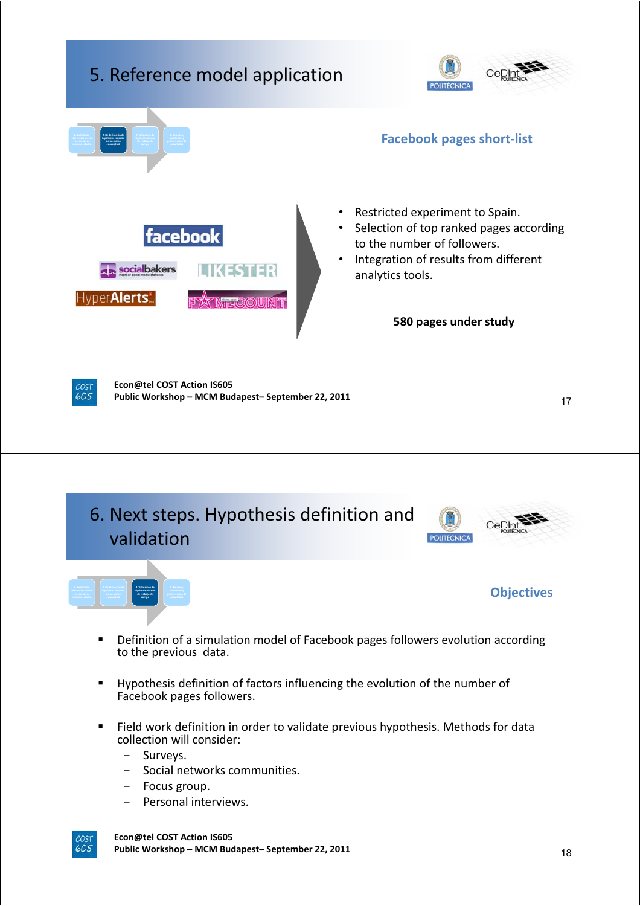# 5. Reference model application

## Facebook pages short-list

- Restricted experiment to Spain.
- Selection of top ranked pages according to the number of followers.
- Integration of results from different analytics tools.

**580 pages under study**

# 6. Next steps. Hypothesis definition and validation

## Objectives

- Definition of a simulation model of Facebook pages followers evolution according to the previous data.
- Hypothesis definition of factors influencing the evolution of the number of Facebook pages followers.
- Field work definition in order to validate previous hypothesis. Methods for data collection will consider:
  - Surveys.
  - Social networks communities.
  - Focus group.
  - Personal interviews.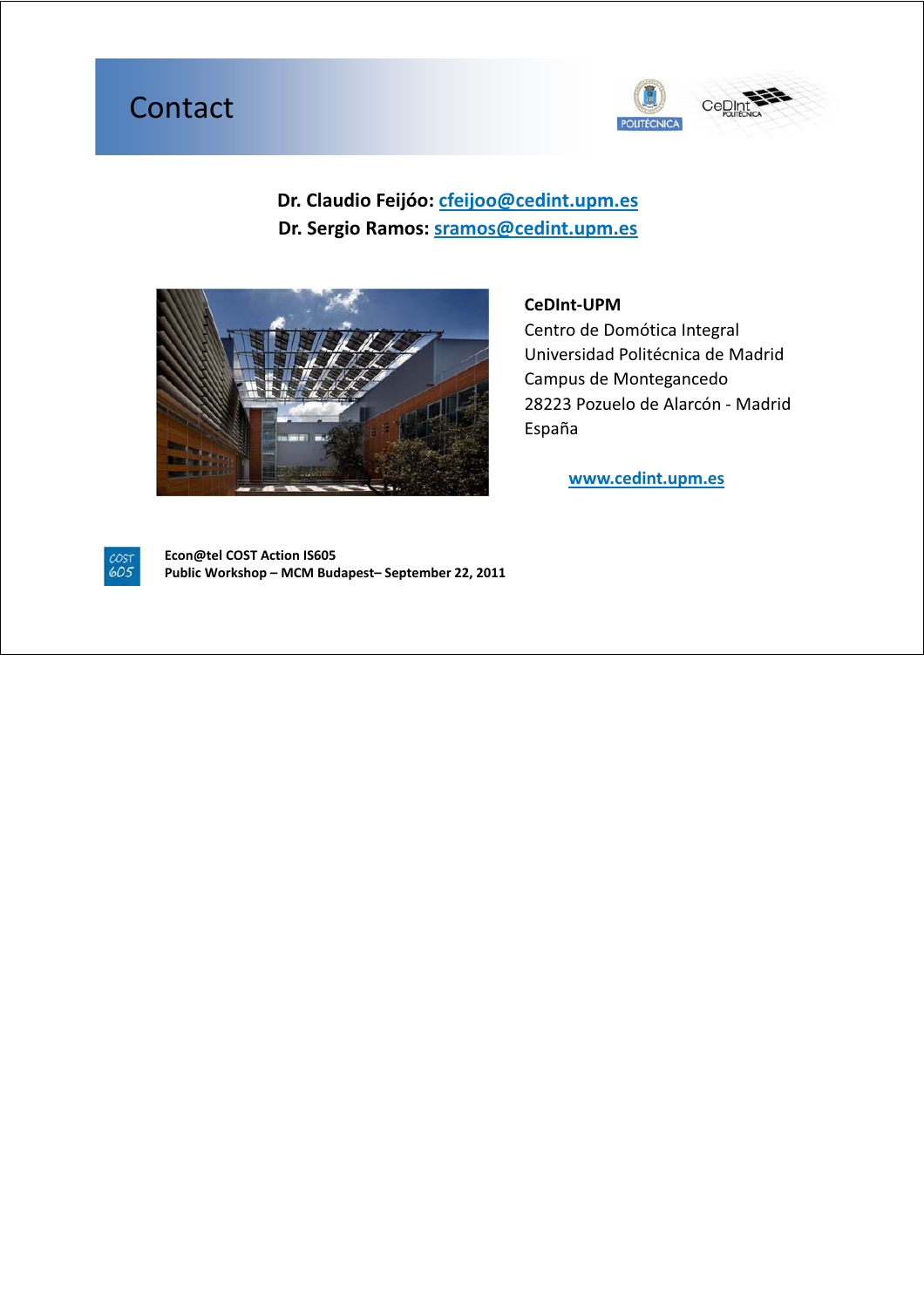# Contact

**Dr. Claudio Feijóo: cfeijoo@cedint.upm.es**
**Dr. Sergio Ramos: sramos@cedint.upm.es**

**CeDInt-UPM**
Centro de Domótica Integral
Universidad Politécnica de Madrid
Campus de Montegancedo
28223 Pozuelo de Alarcón - Madrid
España

**www.cedint.upm.es**

**Econ@tel COST Action IS605**
**Public Workshop – MCM Budapest– September 22, 2011**